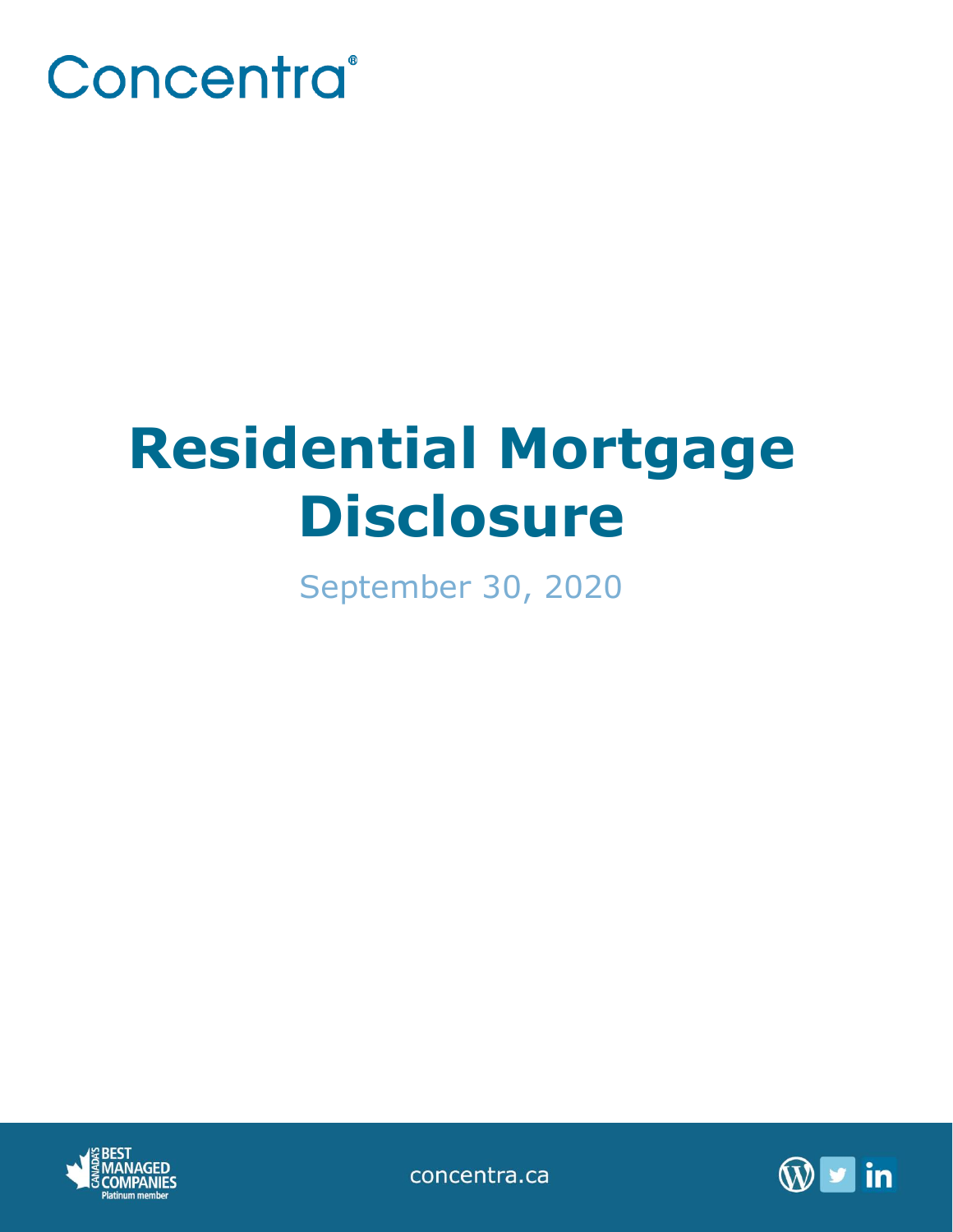Concentra

# Residential Mortgage Disclosure

September 30, 2020

concentra.ca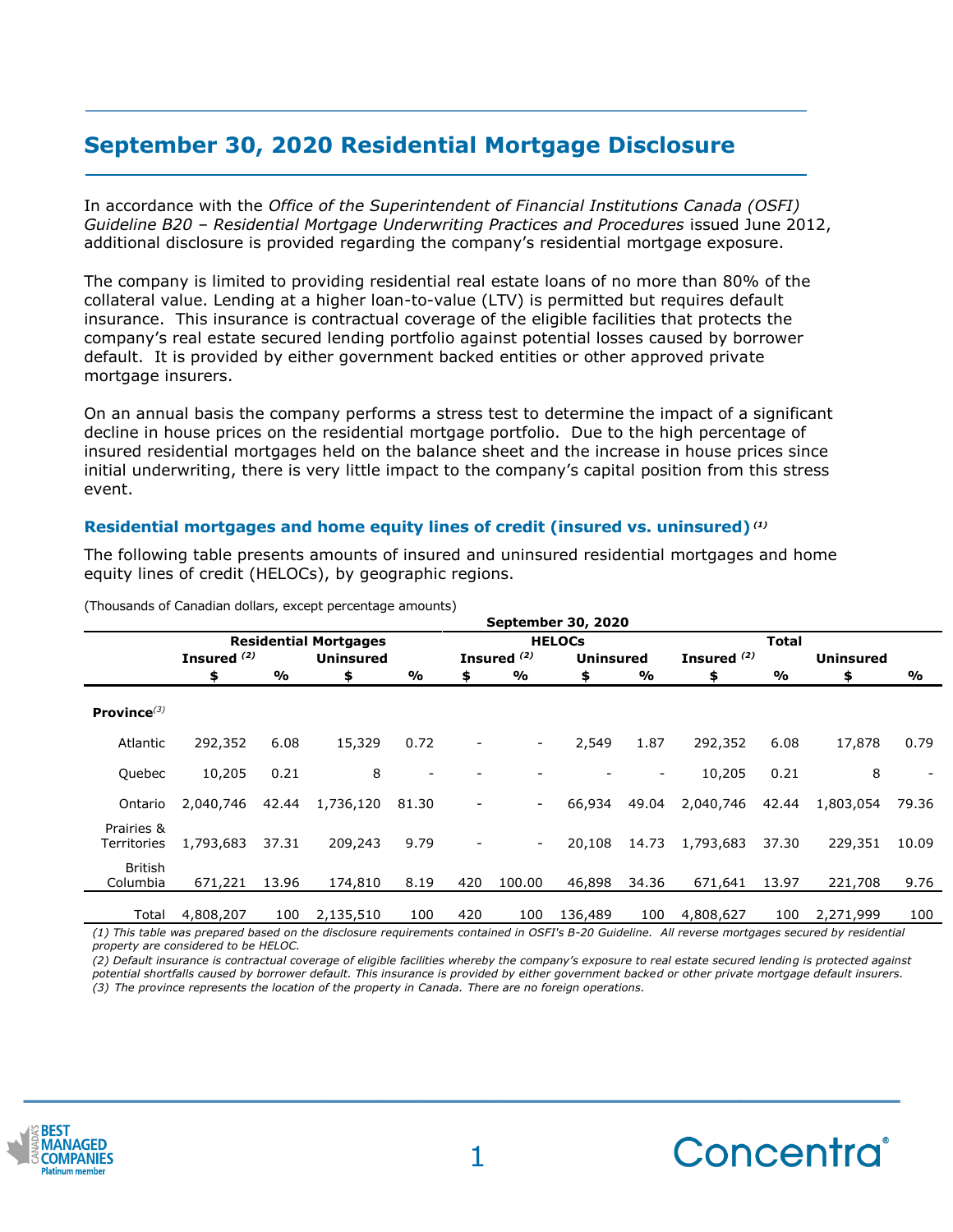# September 30, 2020 Residential Mortgage Disclosure

In accordance with the *Office of the Superintendent of Financial Institutions Canada (OSFI) Guideline B20 – Residential Mortgage Underwriting Practices and Procedures* issued June 2012, additional disclosure is provided regarding the company's residential mortgage exposure.

The company is limited to providing residential real estate loans of no more than 80% of the collateral value. Lending at a higher loan-to-value (LTV) is permitted but requires default insurance. This insurance is contractual coverage of the eligible facilities that protects the company's real estate secured lending portfolio against potential losses caused by borrower default. It is provided by either government backed entities or other approved private mortgage insurers.

On an annual basis the company performs a stress test to determine the impact of a significant decline in house prices on the residential mortgage portfolio. Due to the high percentage of insured residential mortgages held on the balance sheet and the increase in house prices since initial underwriting, there is very little impact to the company's capital position from this stress event.

### Residential mortgages and home equity lines of credit (insured vs. uninsured) [(1)]

The following table presents amounts of insured and uninsured residential mortgages and home equity lines of credit (HELOCs), by geographic regions.

(Thousands of Canadian dollars, except percentage amounts)

| | September 30, 2020 | | | | | | | | | | | |
|---|---|---|---|---|---|---|---|---|---|---|---|---|
| | Residential Mortgages | | | | HELOCs | | | | Total | | | |
| | Insured [(2)] | | Uninsured | | Insured [(2)] | | Uninsured | | Insured [(2)] | | Uninsured | |
| | $ | % | $ | % | $ | % | $ | % | $ | % | $ | % |
| **Province**[(3)] | | | | | | | | | | | | |
| Atlantic | 292,352 | 6.08 | 15,329 | 0.72 | - | - | 2,549 | 1.87 | 292,352 | 6.08 | 17,878 | 0.79 |
| Quebec | 10,205 | 0.21 | 8 | - | - | - | - | - | 10,205 | 0.21 | 8 | - |
| Ontario | 2,040,746 | 42.44 | 1,736,120 | 81.30 | - | - | 66,934 | 49.04 | 2,040,746 | 42.44 | 1,803,054 | 79.36 |
| Prairies & Territories | 1,793,683 | 37.31 | 209,243 | 9.79 | - | - | 20,108 | 14.73 | 1,793,683 | 37.30 | 229,351 | 10.09 |
| British Columbia | 671,221 | 13.96 | 174,810 | 8.19 | 420 | 100.00 | 46,898 | 34.36 | 671,641 | 13.97 | 221,708 | 9.76 |
| Total | 4,808,207 | 100 | 2,135,510 | 100 | 420 | 100 | 136,489 | 100 | 4,808,627 | 100 | 2,271,999 | 100 |

*(1) This table was prepared based on the disclosure requirements contained in OSFI's B-20 Guideline. All reverse mortgages secured by residential property are considered to be HELOC.*

*(2) Default insurance is contractual coverage of eligible facilities whereby the company's exposure to real estate secured lending is protected against potential shortfalls caused by borrower default. This insurance is provided by either government backed or other private mortgage default insurers.*

*(3) The province represents the location of the property in Canada. There are no foreign operations.*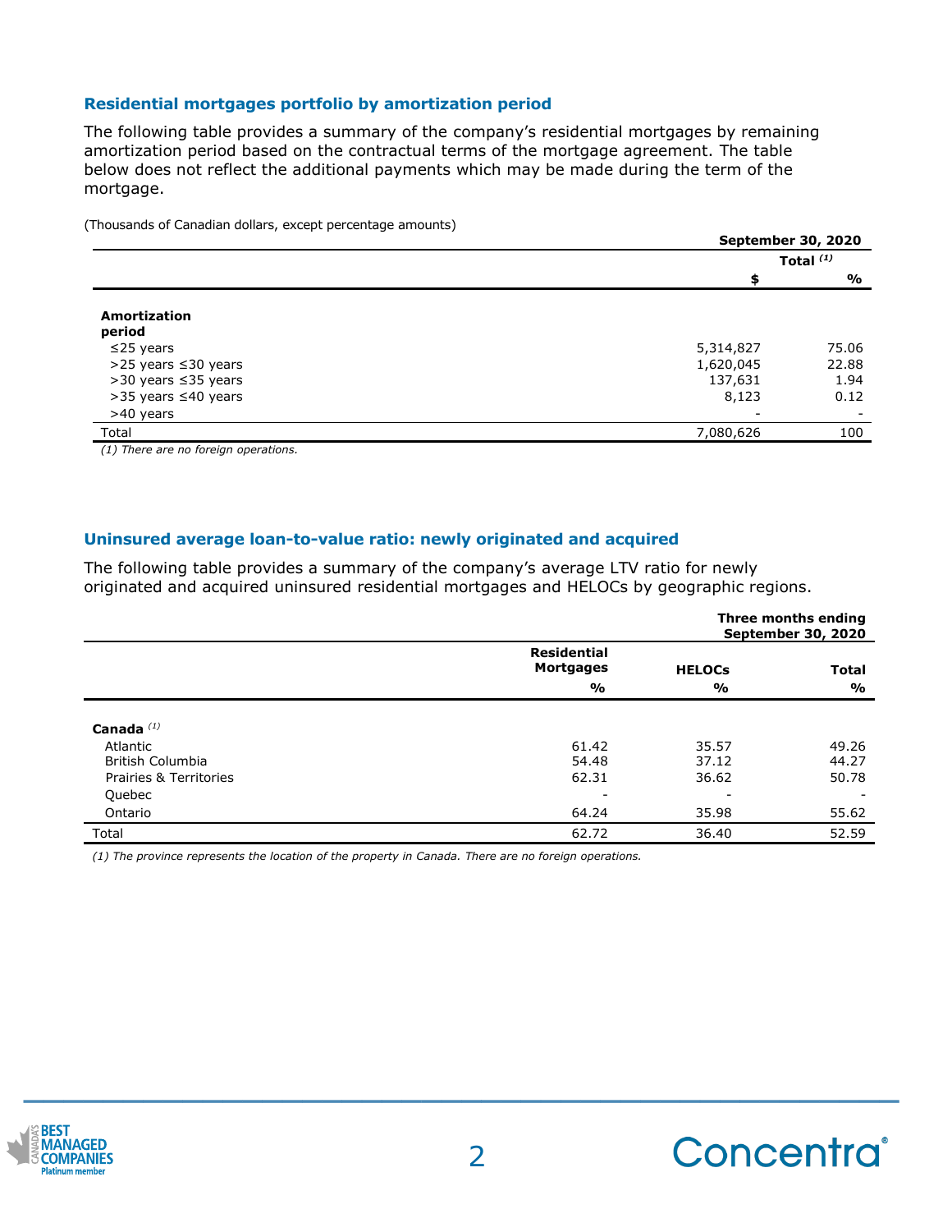### Residential mortgages portfolio by amortization period

The following table provides a summary of the company's residential mortgages by remaining amortization period based on the contractual terms of the mortgage agreement. The table below does not reflect the additional payments which may be made during the term of the mortgage.

(Thousands of Canadian dollars, except percentage amounts)

| | September 30, 2020 | |
|---|---|---|
| | Total (1) | |
| | $ | % |
| **Amortization period** | | |
| ≤25 years | 5,314,827 | 75.06 |
| >25 years ≤30 years | 1,620,045 | 22.88 |
| >30 years ≤35 years | 137,631 | 1.94 |
| >35 years ≤40 years | 8,123 | 0.12 |
| >40 years | - | - |
| Total | 7,080,626 | 100 |

*(1) There are no foreign operations.*

### Uninsured average loan-to-value ratio: newly originated and acquired

The following table provides a summary of the company's average LTV ratio for newly originated and acquired uninsured residential mortgages and HELOCs by geographic regions.

| | Three months ending September 30, 2020 | | |
|---|---|---|---|
| | Residential Mortgages | HELOCs | Total |
| | % | % | % |
| **Canada** (1) | | | |
| Atlantic | 61.42 | 35.57 | 49.26 |
| British Columbia | 54.48 | 37.12 | 44.27 |
| Prairies & Territories | 62.31 | 36.62 | 50.78 |
| Quebec | - | - | - |
| Ontario | 64.24 | 35.98 | 55.62 |
| Total | 62.72 | 36.40 | 52.59 |

*(1) The province represents the location of the property in Canada. There are no foreign operations.*